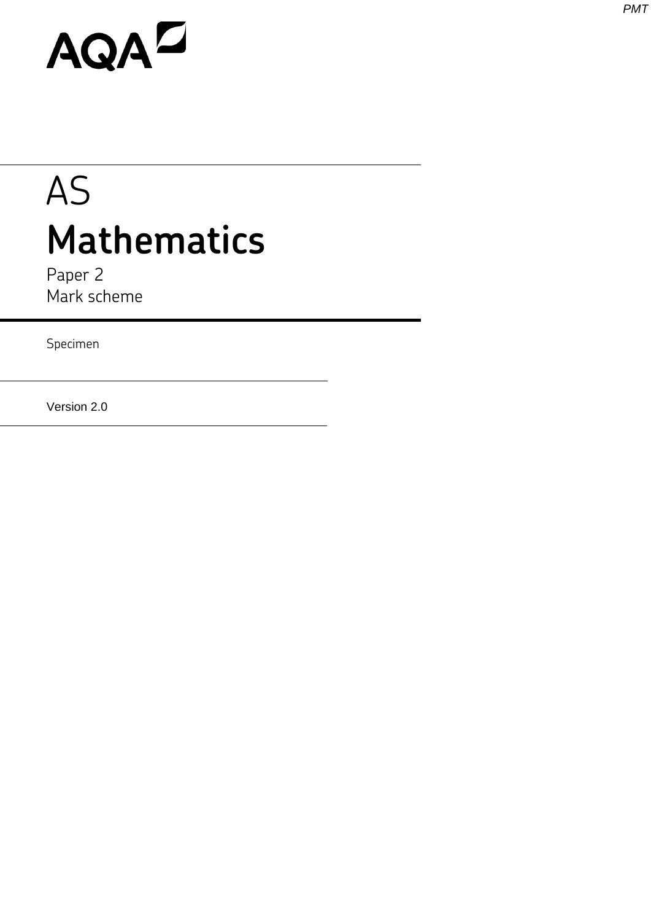AQA

# AS

# Mathematics

Paper 2
Mark scheme

Specimen

Version 2.0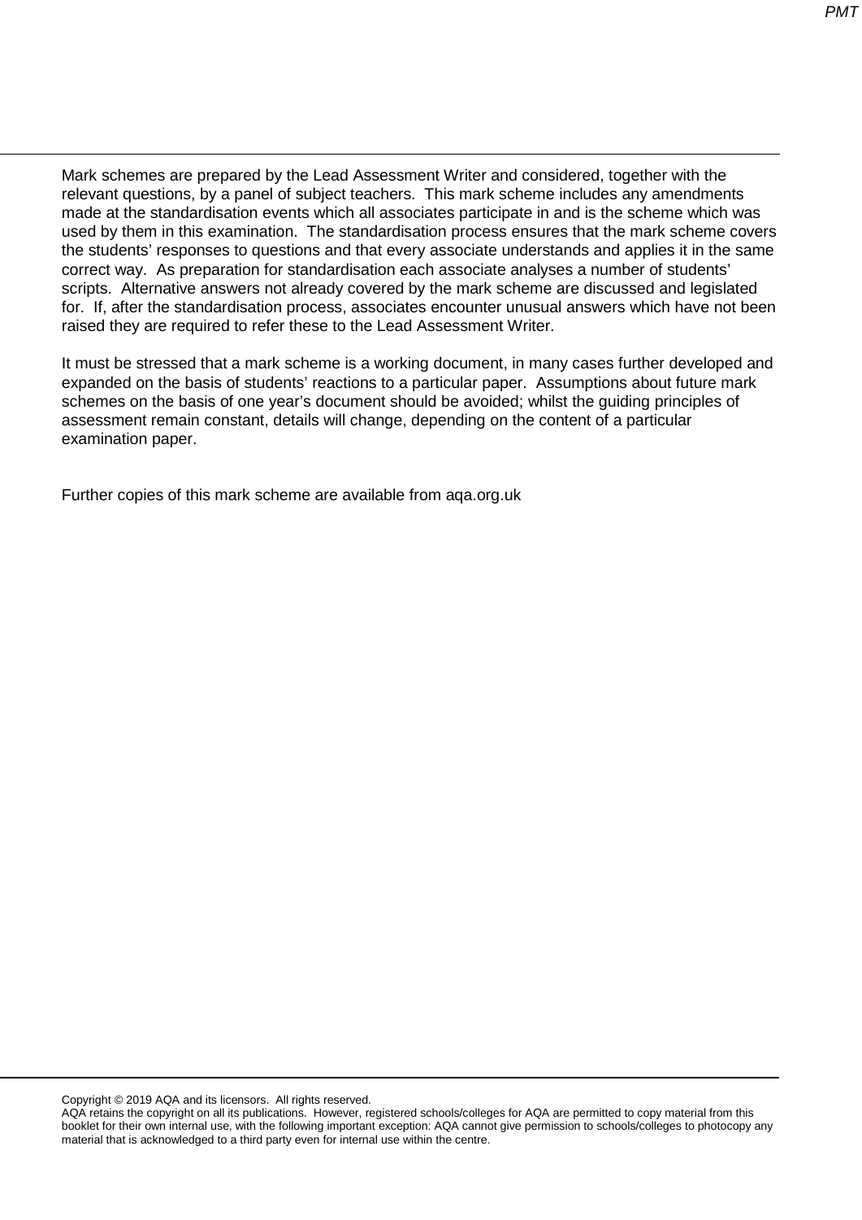Mark schemes are prepared by the Lead Assessment Writer and considered, together with the relevant questions, by a panel of subject teachers. This mark scheme includes any amendments made at the standardisation events which all associates participate in and is the scheme which was used by them in this examination. The standardisation process ensures that the mark scheme covers the students' responses to questions and that every associate understands and applies it in the same correct way. As preparation for standardisation each associate analyses a number of students' scripts. Alternative answers not already covered by the mark scheme are discussed and legislated for. If, after the standardisation process, associates encounter unusual answers which have not been raised they are required to refer these to the Lead Assessment Writer.

It must be stressed that a mark scheme is a working document, in many cases further developed and expanded on the basis of students' reactions to a particular paper. Assumptions about future mark schemes on the basis of one year's document should be avoided; whilst the guiding principles of assessment remain constant, details will change, depending on the content of a particular examination paper.

Further copies of this mark scheme are available from aqa.org.uk

Copyright © 2019 AQA and its licensors. All rights reserved.
AQA retains the copyright on all its publications. However, registered schools/colleges for AQA are permitted to copy material from this booklet for their own internal use, with the following important exception: AQA cannot give permission to schools/colleges to photocopy any material that is acknowledged to a third party even for internal use within the centre.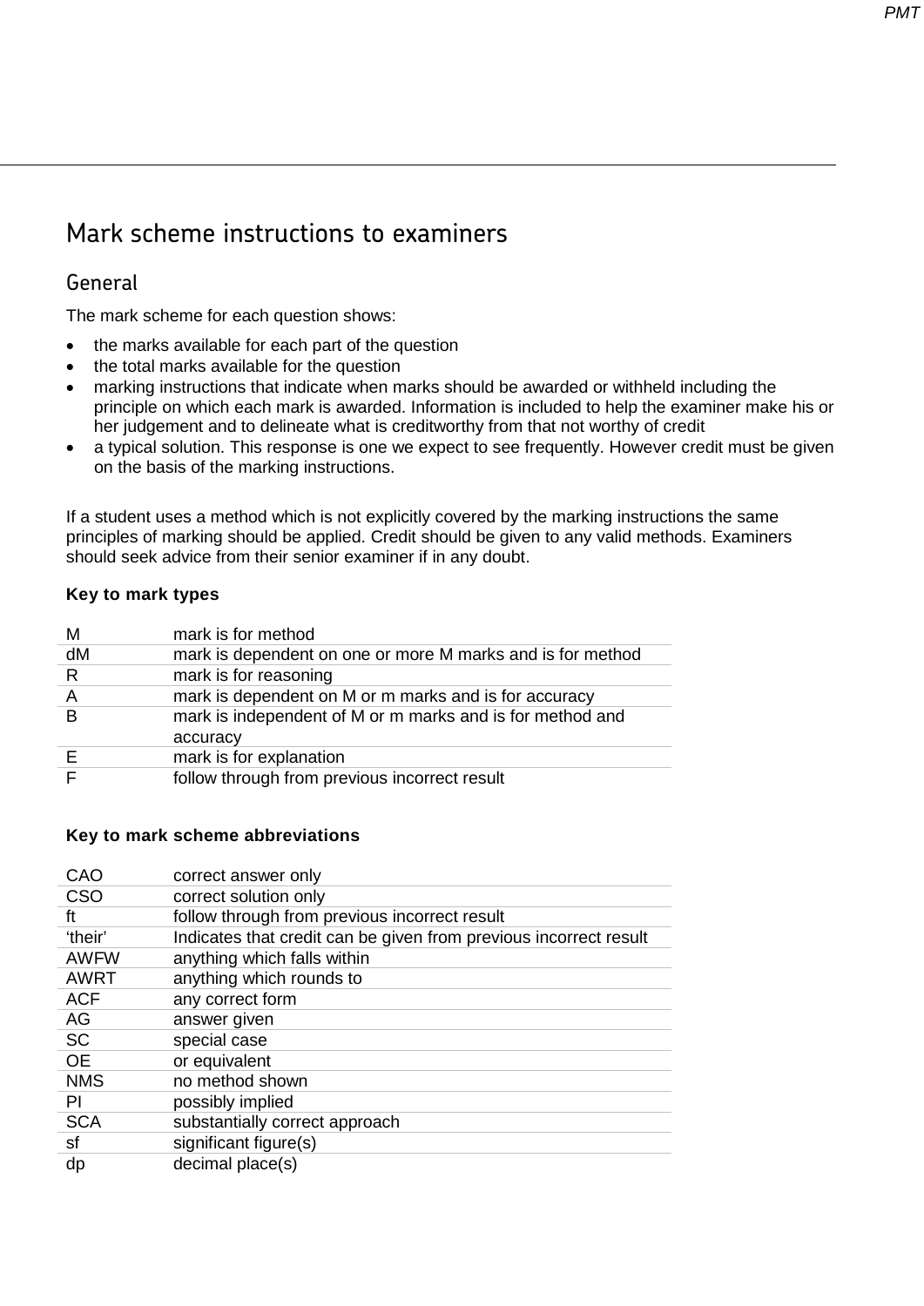# Mark scheme instructions to examiners

## General

The mark scheme for each question shows:

- the marks available for each part of the question
- the total marks available for the question
- marking instructions that indicate when marks should be awarded or withheld including the principle on which each mark is awarded. Information is included to help the examiner make his or her judgement and to delineate what is creditworthy from that not worthy of credit
- a typical solution. This response is one we expect to see frequently. However credit must be given on the basis of the marking instructions.

If a student uses a method which is not explicitly covered by the marking instructions the same principles of marking should be applied. Credit should be given to any valid methods. Examiners should seek advice from their senior examiner if in any doubt.

**Key to mark types**

| | |
|---|---|
| M | mark is for method |
| dM | mark is dependent on one or more M marks and is for method |
| R | mark is for reasoning |
| A | mark is dependent on M or m marks and is for accuracy |
| B | mark is independent of M or m marks and is for method and accuracy |
| E | mark is for explanation |
| F | follow through from previous incorrect result |

**Key to mark scheme abbreviations**

| | |
|---|---|
| CAO | correct answer only |
| CSO | correct solution only |
| ft | follow through from previous incorrect result |
| 'their' | Indicates that credit can be given from previous incorrect result |
| AWFW | anything which falls within |
| AWRT | anything which rounds to |
| ACF | any correct form |
| AG | answer given |
| SC | special case |
| OE | or equivalent |
| NMS | no method shown |
| PI | possibly implied |
| SCA | substantially correct approach |
| sf | significant figure(s) |
| dp | decimal place(s) |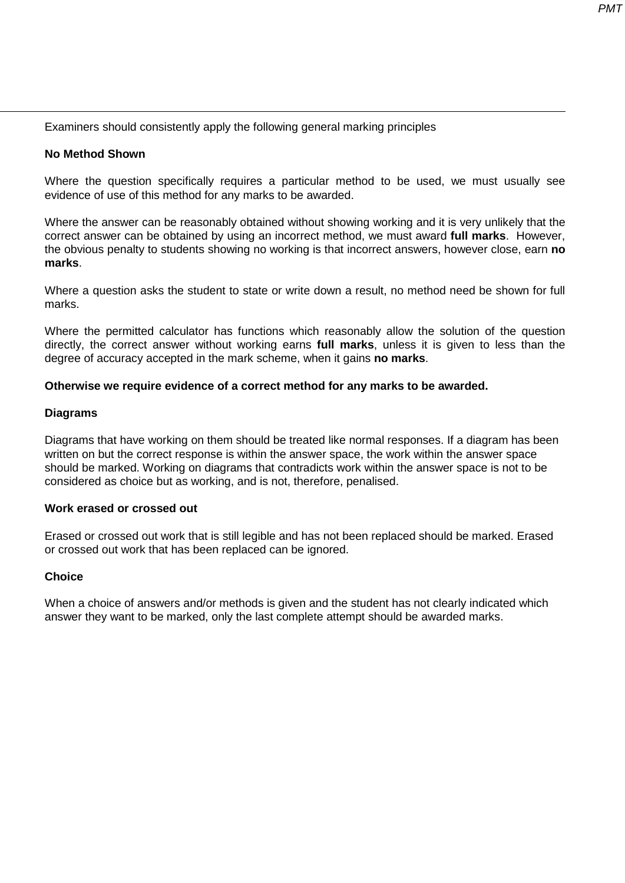Examiners should consistently apply the following general marking principles

**No Method Shown**

Where the question specifically requires a particular method to be used, we must usually see evidence of use of this method for any marks to be awarded.

Where the answer can be reasonably obtained without showing working and it is very unlikely that the correct answer can be obtained by using an incorrect method, we must award **full marks**. However, the obvious penalty to students showing no working is that incorrect answers, however close, earn **no marks**.

Where a question asks the student to state or write down a result, no method need be shown for full marks.

Where the permitted calculator has functions which reasonably allow the solution of the question directly, the correct answer without working earns **full marks**, unless it is given to less than the degree of accuracy accepted in the mark scheme, when it gains **no marks**.

**Otherwise we require evidence of a correct method for any marks to be awarded.**

**Diagrams**

Diagrams that have working on them should be treated like normal responses. If a diagram has been written on but the correct response is within the answer space, the work within the answer space should be marked. Working on diagrams that contradicts work within the answer space is not to be considered as choice but as working, and is not, therefore, penalised.

**Work erased or crossed out**

Erased or crossed out work that is still legible and has not been replaced should be marked. Erased or crossed out work that has been replaced can be ignored.

**Choice**

When a choice of answers and/or methods is given and the student has not clearly indicated which answer they want to be marked, only the last complete attempt should be awarded marks.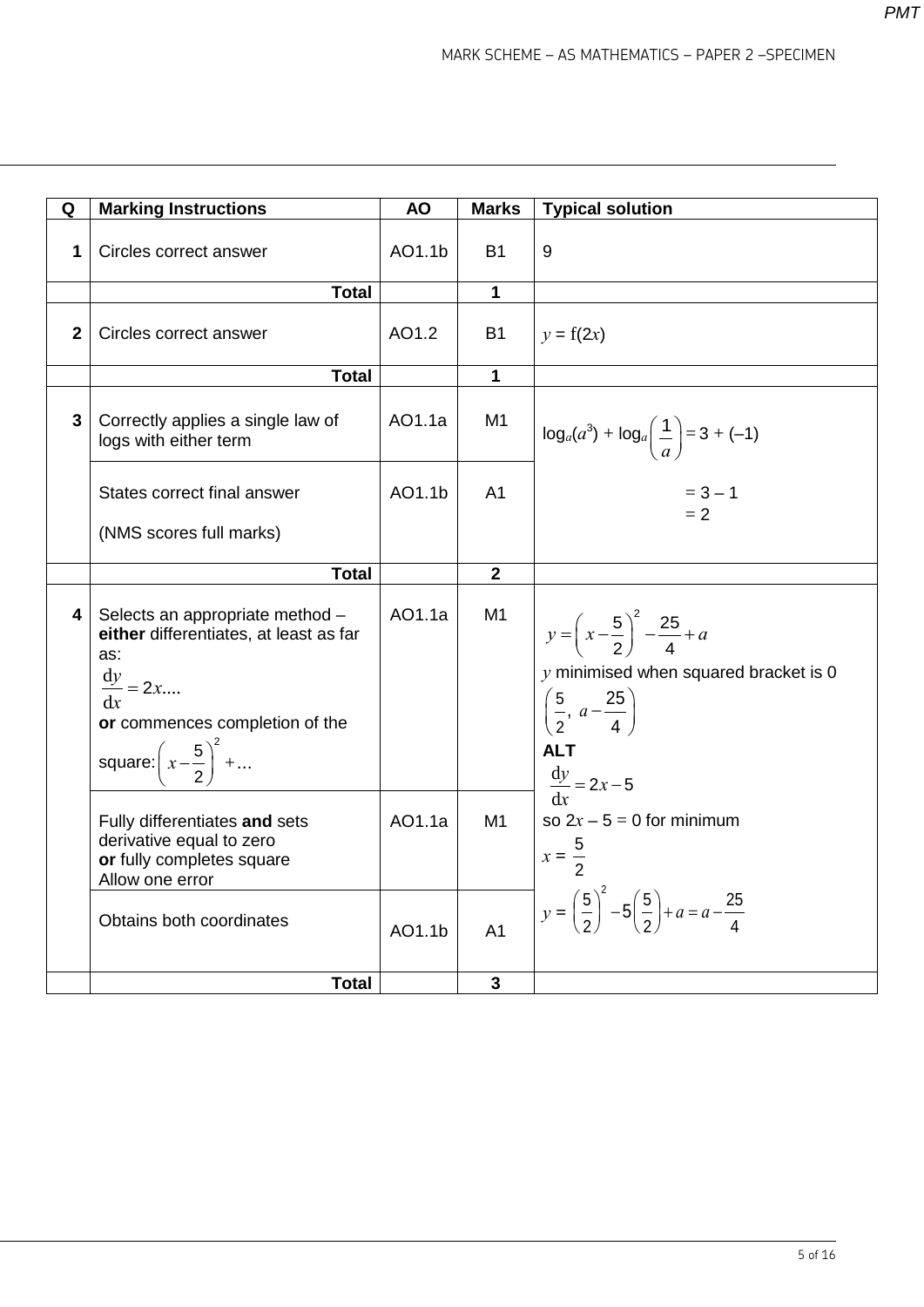| Q | Marking Instructions | AO | Marks | Typical solution |
|---|---|---|---|---|
| **1** | Circles correct answer | AO1.1b | B1 | 9 |
| | **Total** | | **1** | |
| **2** | Circles correct answer | AO1.2 | B1 | $y = \mathrm{f}(2x)$ |
| | **Total** | | **1** | |
| **3** | Correctly applies a single law of logs with either term | AO1.1a | M1 | $\log_a(a^3) + \log_a\left(\frac{1}{a}\right) = 3 + (-1)$ |
| | States correct final answer<br><br>(NMS scores full marks) | AO1.1b | A1 | $= 3 - 1$<br>$= 2$ |
| | **Total** | | **2** | |
| **4** | Selects an appropriate method – **either** differentiates, at least as far as:<br>$\frac{\mathrm{d}y}{\mathrm{d}x} = 2x....$<br>**or** commences completion of the square: $\left(x - \frac{5}{2}\right)^2 + ...$ | AO1.1a | M1 | $y = \left(x - \frac{5}{2}\right)^2 - \frac{25}{4} + a$<br>$y$ minimised when squared bracket is 0<br>$\left(\frac{5}{2},\ a - \frac{25}{4}\right)$<br>**ALT**<br>$\frac{\mathrm{d}y}{\mathrm{d}x} = 2x - 5$<br>so $2x - 5 = 0$ for minimum<br>$x = \frac{5}{2}$<br>$y = \left(\frac{5}{2}\right)^2 - 5\left(\frac{5}{2}\right) + a = a - \frac{25}{4}$ |
| | Fully differentiates **and** sets derivative equal to zero<br>**or** fully completes square<br>Allow one error | AO1.1a | M1 | |
| | Obtains both coordinates | AO1.1b | A1 | |
| | **Total** | | **3** | |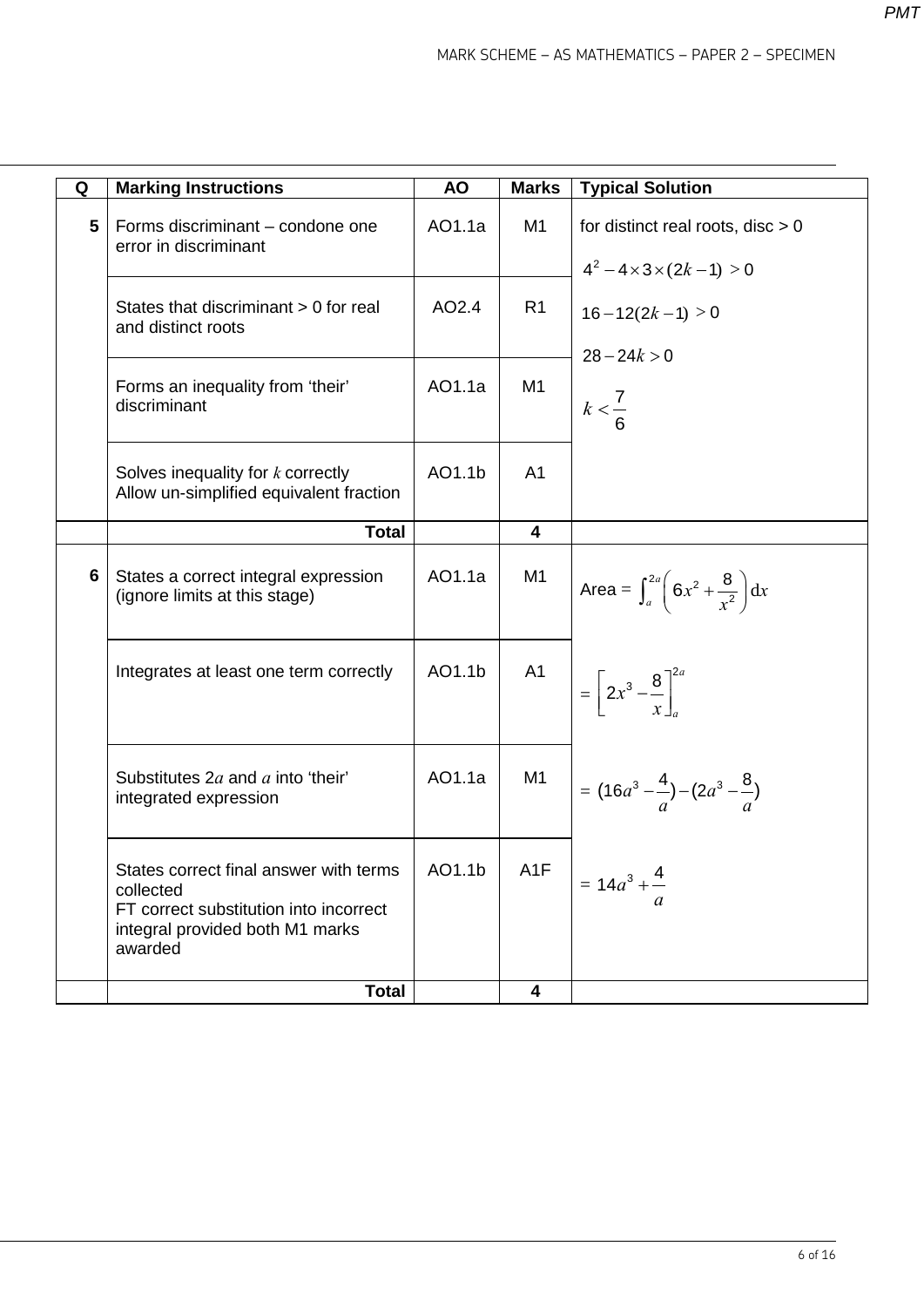| Q | Marking Instructions | AO | Marks | Typical Solution |
|---|---|---|---|---|
| **5** | Forms discriminant – condone one error in discriminant | AO1.1a | M1 | for distinct real roots, disc > 0<br>$4^2 - 4 \times 3 \times (2k - 1) > 0$<br>$16 - 12(2k - 1) > 0$<br>$28 - 24k > 0$<br>$k < \frac{7}{6}$ |
| | States that discriminant > 0 for real and distinct roots | AO2.4 | R1 | |
| | Forms an inequality from 'their' discriminant | AO1.1a | M1 | |
| | Solves inequality for $k$ correctly<br>Allow un-simplified equivalent fraction | AO1.1b | A1 | |
| | **Total** | | **4** | |
| **6** | States a correct integral expression (ignore limits at this stage) | AO1.1a | M1 | Area $= \int_a^{2a} \left( 6x^2 + \frac{8}{x^2} \right) \mathrm{d}x$ |
| | Integrates at least one term correctly | AO1.1b | A1 | $= \left[ 2x^3 - \frac{8}{x} \right]_a^{2a}$ |
| | Substitutes $2a$ and $a$ into 'their' integrated expression | AO1.1a | M1 | $= (16a^3 - \frac{4}{a}) - (2a^3 - \frac{8}{a})$ |
| | States correct final answer with terms collected<br>FT correct substitution into incorrect integral provided both M1 marks awarded | AO1.1b | A1F | $= 14a^3 + \frac{4}{a}$ |
| | **Total** | | **4** | |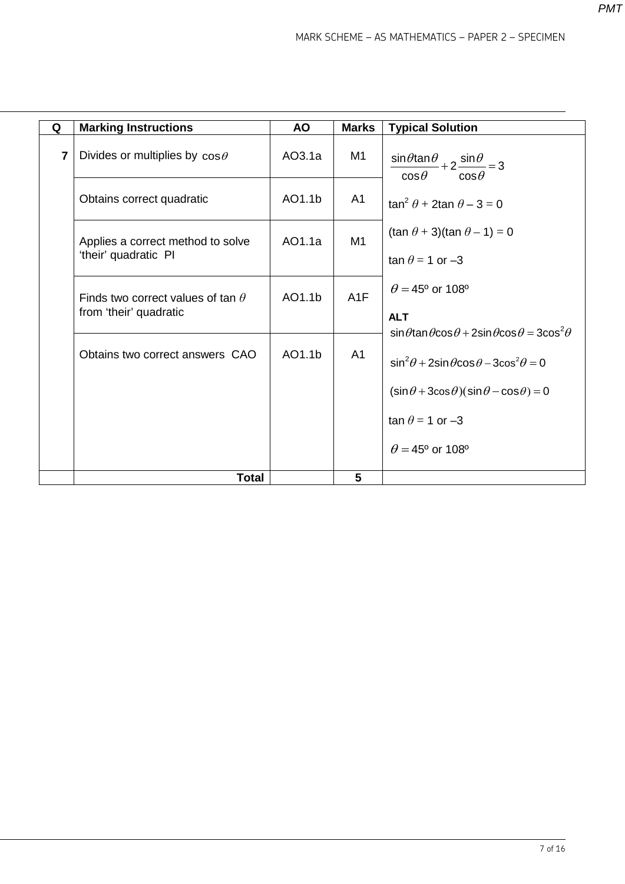| Q | Marking Instructions | AO | Marks | Typical Solution |
|---|---|---|---|---|
| **7** | Divides or multiplies by $\cos\theta$ | AO3.1a | M1 | $\dfrac{\sin\theta\tan\theta}{\cos\theta}+2\dfrac{\sin\theta}{\cos\theta}=3$ |
| | Obtains correct quadratic | AO1.1b | A1 | $\tan^2\theta + 2\tan\theta - 3 = 0$ |
| | Applies a correct method to solve 'their' quadratic PI | AO1.1a | M1 | $(\tan\theta + 3)(\tan\theta - 1) = 0$<br>$\tan\theta = 1$ or $-3$ |
| | Finds two correct values of tan $\theta$ from 'their' quadratic | AO1.1b | A1F | $\theta = 45°$ or $108°$<br>**ALT**<br>$\sin\theta\tan\theta\cos\theta + 2\sin\theta\cos\theta = 3\cos^2\theta$ |
| | Obtains two correct answers CAO | AO1.1b | A1 | $\sin^2\theta + 2\sin\theta\cos\theta - 3\cos^2\theta = 0$<br>$(\sin\theta + 3\cos\theta)(\sin\theta - \cos\theta) = 0$<br>$\tan\theta = 1$ or $-3$<br>$\theta = 45°$ or $108°$ |
| | **Total** | | **5** | |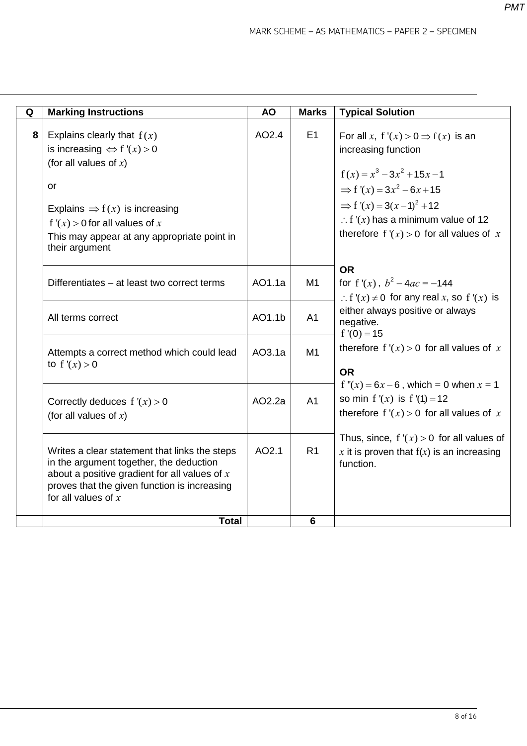| Q | Marking Instructions | AO | Marks | Typical Solution |
|---|---|---|---|---|
| 8 | Explains clearly that $f(x)$ is increasing $\Leftrightarrow f'(x) > 0$ (for all values of $x$)<br><br>or<br><br>Explains $\Rightarrow f(x)$ is increasing $f'(x) > 0$ for all values of $x$<br>This may appear at any appropriate point in their argument | AO2.4 | E1 | For all $x$, $f'(x) > 0 \Rightarrow f(x)$ is an increasing function<br><br>$f(x) = x^3 - 3x^2 + 15x - 1$<br>$\Rightarrow f'(x) = 3x^2 - 6x + 15$<br>$\Rightarrow f'(x) = 3(x-1)^2 + 12$<br>$\therefore f'(x)$ has a minimum value of 12<br>therefore $f'(x) > 0$ for all values of $x$<br><br>**OR**<br>for $f'(x)$, $b^2 - 4ac = -144$<br>$\therefore f'(x) \neq 0$ for any real $x$, so $f'(x)$ is either always positive or always negative.<br>$f'(0) = 15$<br>therefore $f'(x) > 0$ for all values of $x$<br><br>**OR**<br>$f''(x) = 6x - 6$, which = 0 when $x = 1$<br>so min $f'(x)$ is $f'(1) = 12$<br>therefore $f'(x) > 0$ for all values of $x$<br><br>Thus, since, $f'(x) > 0$ for all values of $x$ it is proven that $f(x)$ is an increasing function. |
| | Differentiates – at least two correct terms | AO1.1a | M1 | |
| | All terms correct | AO1.1b | A1 | |
| | Attempts a correct method which could lead to $f'(x) > 0$ | AO3.1a | M1 | |
| | Correctly deduces $f'(x) > 0$ (for all values of $x$) | AO2.2a | A1 | |
| | Writes a clear statement that links the steps in the argument together, the deduction about a positive gradient for all values of $x$ proves that the given function is increasing for all values of $x$ | AO2.1 | R1 | |
| | **Total** | | **6** | |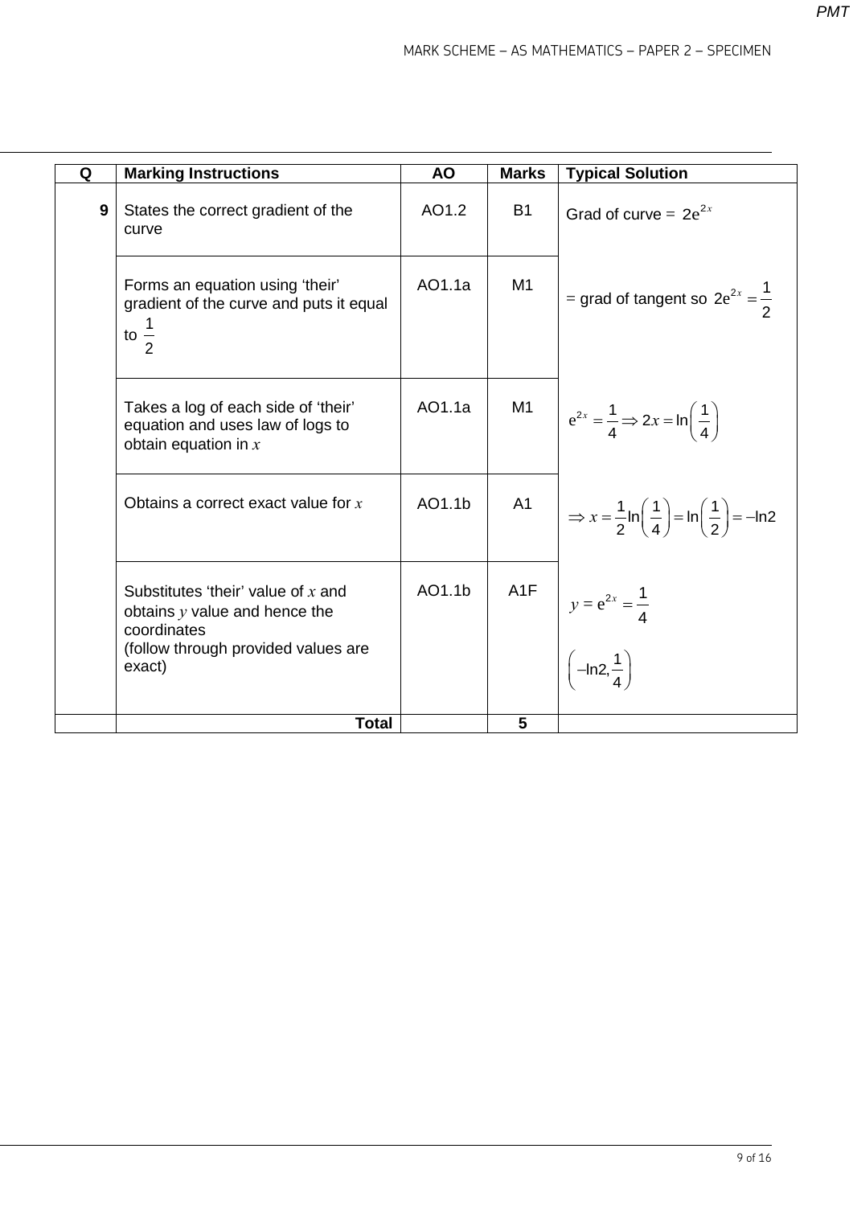| Q | Marking Instructions | AO | Marks | Typical Solution |
|---|---|---|---|---|
| **9** | States the correct gradient of the curve | AO1.2 | B1 | Grad of curve = $2e^{2x}$ |
| | Forms an equation using 'their' gradient of the curve and puts it equal to $\frac{1}{2}$ | AO1.1a | M1 | = grad of tangent so $2e^{2x} = \frac{1}{2}$ |
| | Takes a log of each side of 'their' equation and uses law of logs to obtain equation in $x$ | AO1.1a | M1 | $e^{2x} = \frac{1}{4} \Rightarrow 2x = \ln\left(\frac{1}{4}\right)$ |
| | Obtains a correct exact value for $x$ | AO1.1b | A1 | $\Rightarrow x = \frac{1}{2}\ln\left(\frac{1}{4}\right) = \ln\left(\frac{1}{2}\right) = -\ln 2$ |
| | Substitutes 'their' value of $x$ and obtains $y$ value and hence the coordinates (follow through provided values are exact) | AO1.1b | A1F | $y = e^{2x} = \frac{1}{4}$ <br> $\left(-\ln 2, \frac{1}{4}\right)$ |
| | **Total** | | **5** | |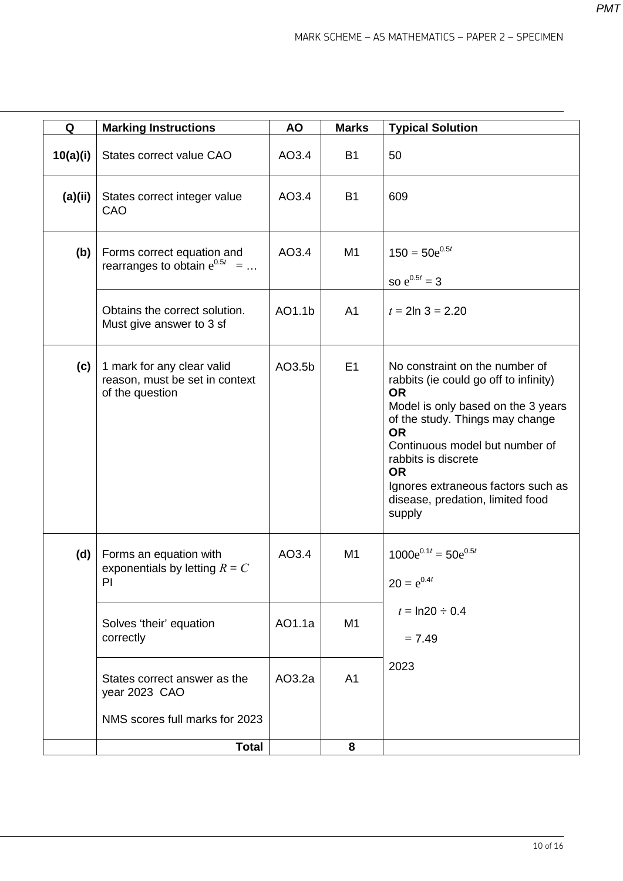| Q | Marking Instructions | AO | Marks | Typical Solution |
|---|---|---|---|---|
| **10(a)(i)** | States correct value CAO | AO3.4 | B1 | 50 |
| **(a)(ii)** | States correct integer value CAO | AO3.4 | B1 | 609 |
| **(b)** | Forms correct equation and rearranges to obtain $e^{0.5t} = \ldots$ | AO3.4 | M1 | $150 = 50e^{0.5t}$ <br> so $e^{0.5t} = 3$ |
| | Obtains the correct solution. Must give answer to 3 sf | AO1.1b | A1 | $t = 2\ln 3 = 2.20$ |
| **(c)** | 1 mark for any clear valid reason, must be set in context of the question | AO3.5b | E1 | No constraint on the number of rabbits (ie could go off to infinity) <br> **OR** <br> Model is only based on the 3 years of the study. Things may change <br> **OR** <br> Continuous model but number of rabbits is discrete <br> **OR** <br> Ignores extraneous factors such as disease, predation, limited food supply |
| **(d)** | Forms an equation with exponentials by letting $R = C$ PI | AO3.4 | M1 | $1000e^{0.1t} = 50e^{0.5t}$ <br> $20 = e^{0.4t}$ |
| | Solves 'their' equation correctly | AO1.1a | M1 | $t = \ln 20 \div 0.4$ <br> $= 7.49$ |
| | States correct answer as the year 2023 CAO <br> NMS scores full marks for 2023 | AO3.2a | A1 | 2023 |
| | **Total** | | **8** | |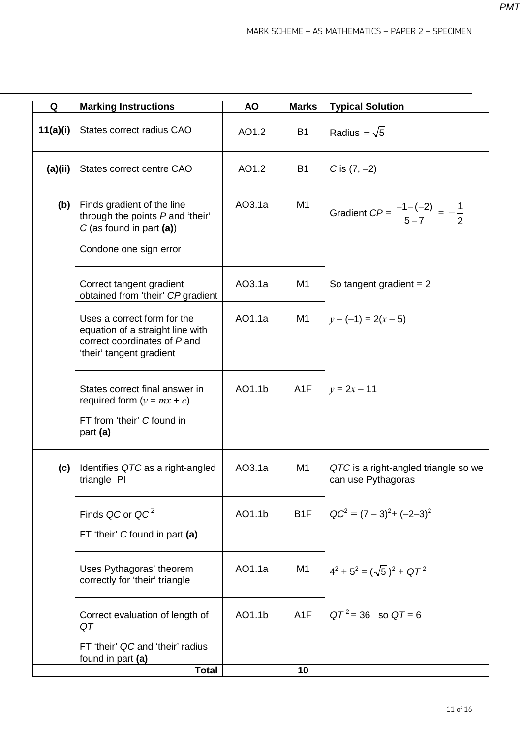| Q | Marking Instructions | AO | Marks | Typical Solution |
| --- | --- | --- | --- | --- |
| 11(a)(i) | States correct radius CAO | AO1.2 | B1 | Radius $= \sqrt{5}$ |
| (a)(ii) | States correct centre CAO | AO1.2 | B1 | $C$ is (7, –2) |
| (b) | Finds gradient of the line through the points $P$ and 'their' $C$ (as found in part **(a)**)<br><br>Condone one sign error | AO3.1a | M1 | Gradient $CP = \dfrac{-1-(-2)}{5-7} = -\dfrac{1}{2}$ |
| | Correct tangent gradient obtained from 'their' $CP$ gradient | AO3.1a | M1 | So tangent gradient = 2 |
| | Uses a correct form for the equation of a straight line with correct coordinates of $P$ and 'their' tangent gradient | AO1.1a | M1 | $y - (-1) = 2(x - 5)$ |
| | States correct final answer in required form ($y = mx + c$)<br><br>FT from 'their' $C$ found in part **(a)** | AO1.1b | A1F | $y = 2x - 11$ |
| (c) | Identifies $QTC$ as a right-angled triangle PI | AO3.1a | M1 | $QTC$ is a right-angled triangle so we can use Pythagoras |
| | Finds $QC$ or $QC^2$<br><br>FT 'their' $C$ found in part **(a)** | AO1.1b | B1F | $QC^2 = (7-3)^2 + (-2-3)^2$ |
| | Uses Pythagoras' theorem correctly for 'their' triangle | AO1.1a | M1 | $4^2 + 5^2 = (\sqrt{5})^2 + QT^2$ |
| | Correct evaluation of length of $QT$<br><br>FT 'their' $QC$ and 'their' radius found in part **(a)** | AO1.1b | A1F | $QT^2 = 36$ so $QT = 6$ |
| | **Total** | | **10** | |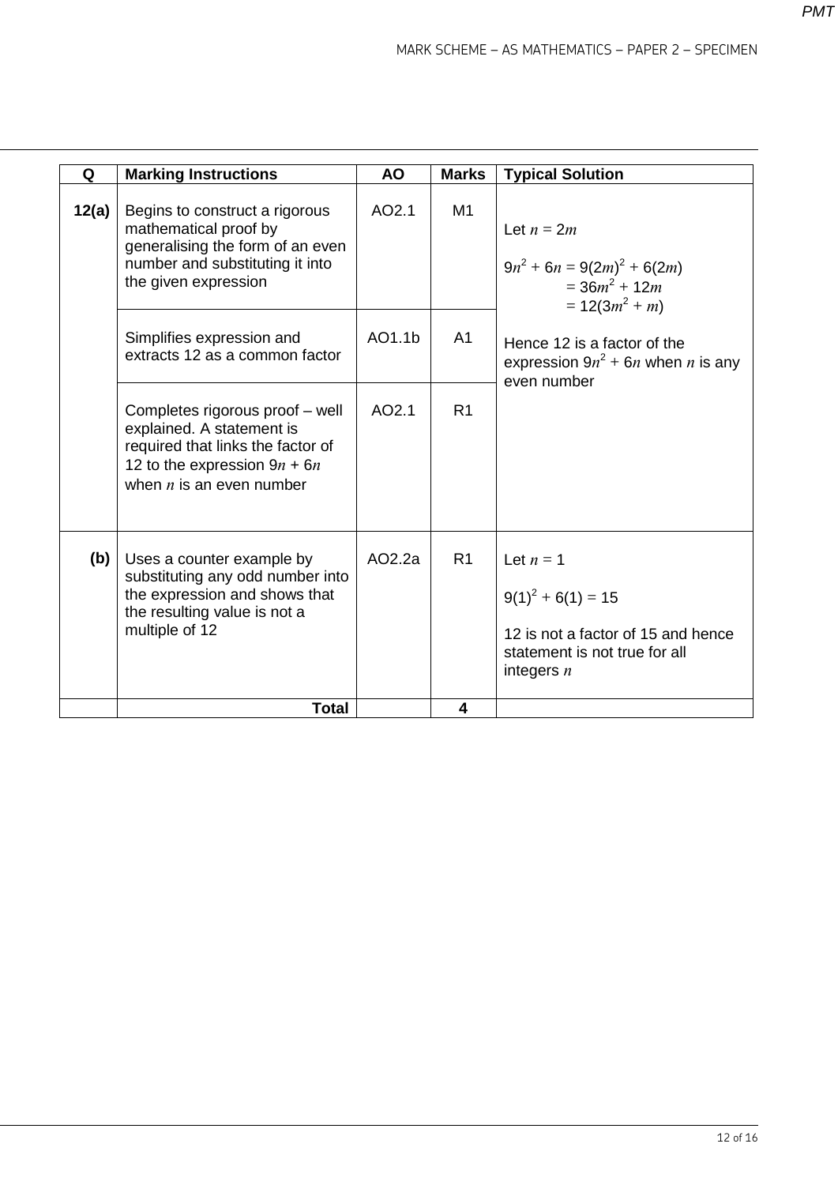| Q | Marking Instructions | AO | Marks | Typical Solution |
|---|---|---|---|---|
| 12(a) | Begins to construct a rigorous mathematical proof by generalising the form of an even number and substituting it into the given expression | AO2.1 | M1 | Let $n = 2m$<br><br>$9n^2 + 6n = 9(2m)^2 + 6(2m)$<br>$= 36m^2 + 12m$<br>$= 12(3m^2 + m)$<br><br>Hence 12 is a factor of the expression $9n^2 + 6n$ when $n$ is any even number |
| | Simplifies expression and extracts 12 as a common factor | AO1.1b | A1 | |
| | Completes rigorous proof – well explained. A statement is required that links the factor of 12 to the expression $9n + 6n$ when $n$ is an even number | AO2.1 | R1 | |
| (b) | Uses a counter example by substituting any odd number into the expression and shows that the resulting value is not a multiple of 12 | AO2.2a | R1 | Let $n = 1$<br><br>$9(1)^2 + 6(1) = 15$<br><br>12 is not a factor of 15 and hence statement is not true for all integers $n$ |
| | **Total** | | **4** | |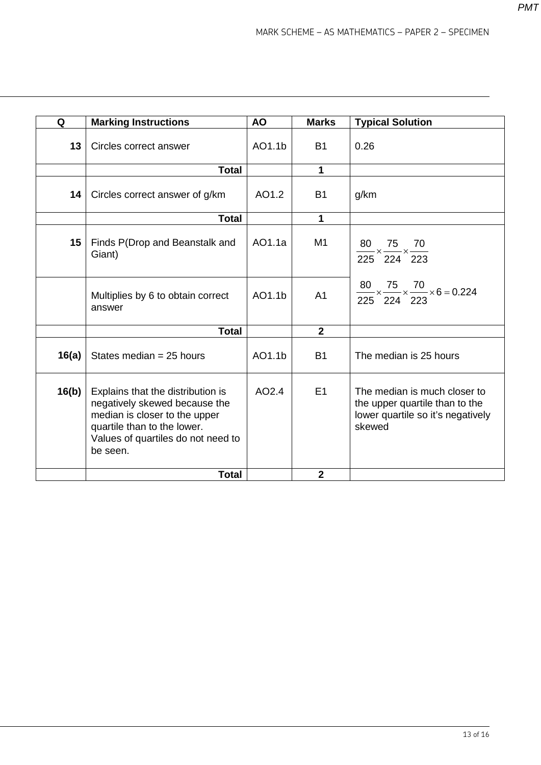| Q | Marking Instructions | AO | Marks | Typical Solution |
|---|---|---|---|---|
| **13** | Circles correct answer | AO1.1b | B1 | 0.26 |
| | **Total** | | **1** | |
| **14** | Circles correct answer of g/km | AO1.2 | B1 | g/km |
| | **Total** | | **1** | |
| **15** | Finds P(Drop and Beanstalk and Giant) | AO1.1a | M1 | $\frac{80}{225} \times \frac{75}{224} \times \frac{70}{223}$ |
| | Multiplies by 6 to obtain correct answer | AO1.1b | A1 | $\frac{80}{225} \times \frac{75}{224} \times \frac{70}{223} \times 6 = 0.224$ |
| | **Total** | | **2** | |
| **16(a)** | States median = 25 hours | AO1.1b | B1 | The median is 25 hours |
| **16(b)** | Explains that the distribution is negatively skewed because the median is closer to the upper quartile than to the lower. Values of quartiles do not need to be seen. | AO2.4 | E1 | The median is much closer to the upper quartile than to the lower quartile so it's negatively skewed |
| | **Total** | | **2** | |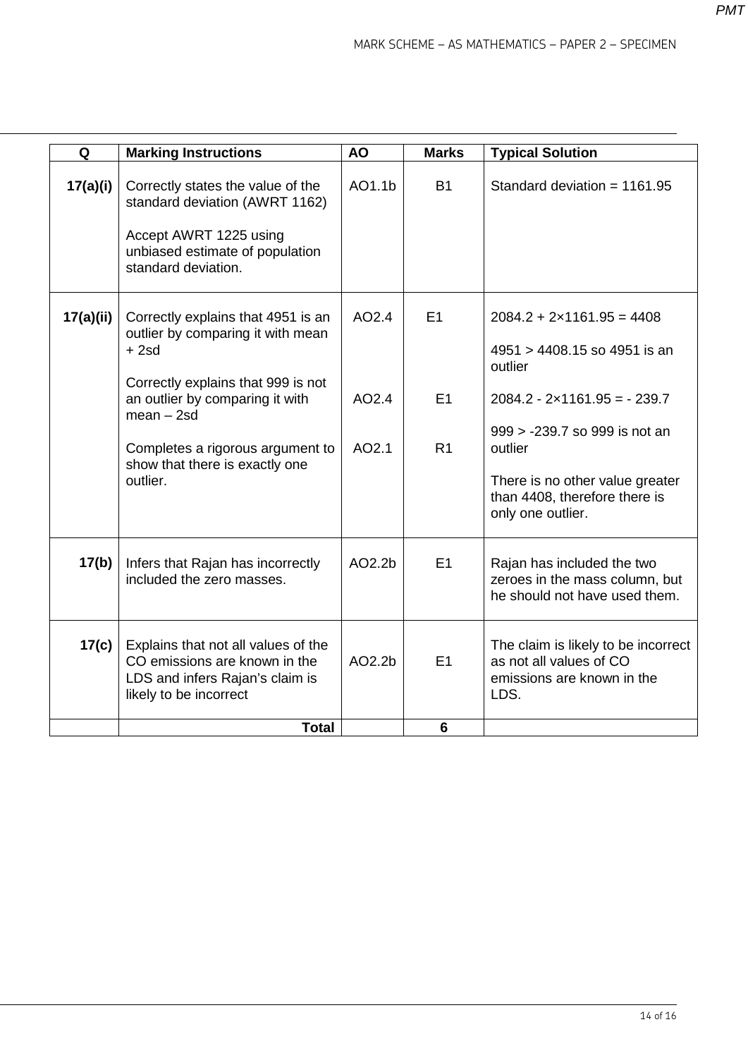| Q | Marking Instructions | AO | Marks | Typical Solution |
|---|---|---|---|---|
| 17(a)(i) | Correctly states the value of the standard deviation (AWRT 1162)<br><br>Accept AWRT 1225 using unbiased estimate of population standard deviation. | AO1.1b | B1 | Standard deviation = 1161.95 |
| 17(a)(ii) | Correctly explains that 4951 is an outlier by comparing it with mean + 2sd<br><br>Correctly explains that 999 is not an outlier by comparing it with mean – 2sd<br><br>Completes a rigorous argument to show that there is exactly one outlier. | AO2.4<br><br>AO2.4<br><br>AO2.1 | E1<br><br>E1<br><br>R1 | $2084.2 + 2 \times 1161.95 = 4408$<br><br>$4951 > 4408.15$ so 4951 is an outlier<br><br>$2084.2 - 2 \times 1161.95 = -239.7$<br><br>$999 > -239.7$ so 999 is not an outlier<br><br>There is no other value greater than 4408, therefore there is only one outlier. |
| 17(b) | Infers that Rajan has incorrectly included the zero masses. | AO2.2b | E1 | Rajan has included the two zeroes in the mass column, but he should not have used them. |
| 17(c) | Explains that not all values of the CO emissions are known in the LDS and infers Rajan's claim is likely to be incorrect | AO2.2b | E1 | The claim is likely to be incorrect as not all values of CO emissions are known in the LDS. |
| | **Total** | | **6** | |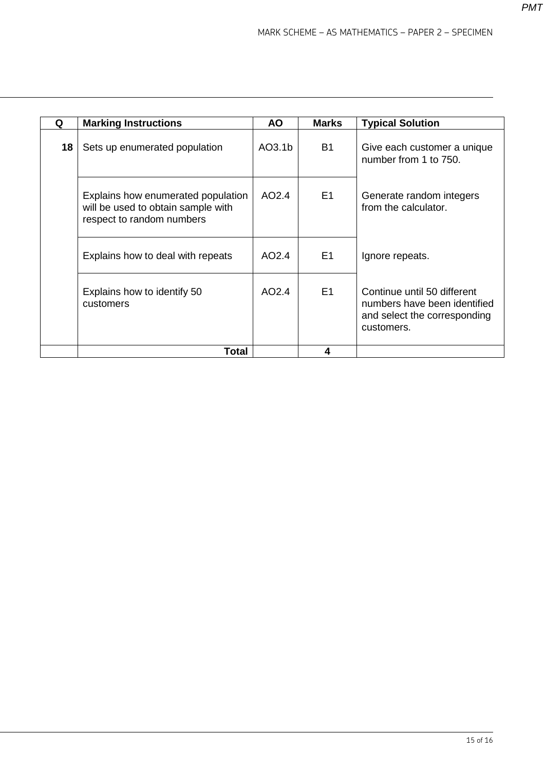| Q | Marking Instructions | AO | Marks | Typical Solution |
|---|---|---|---|---|
| **18** | Sets up enumerated population | AO3.1b | B1 | Give each customer a unique number from 1 to 750. |
| | Explains how enumerated population will be used to obtain sample with respect to random numbers | AO2.4 | E1 | Generate random integers from the calculator. |
| | Explains how to deal with repeats | AO2.4 | E1 | Ignore repeats. |
| | Explains how to identify 50 customers | AO2.4 | E1 | Continue until 50 different numbers have been identified and select the corresponding customers. |
| | **Total** | | **4** | |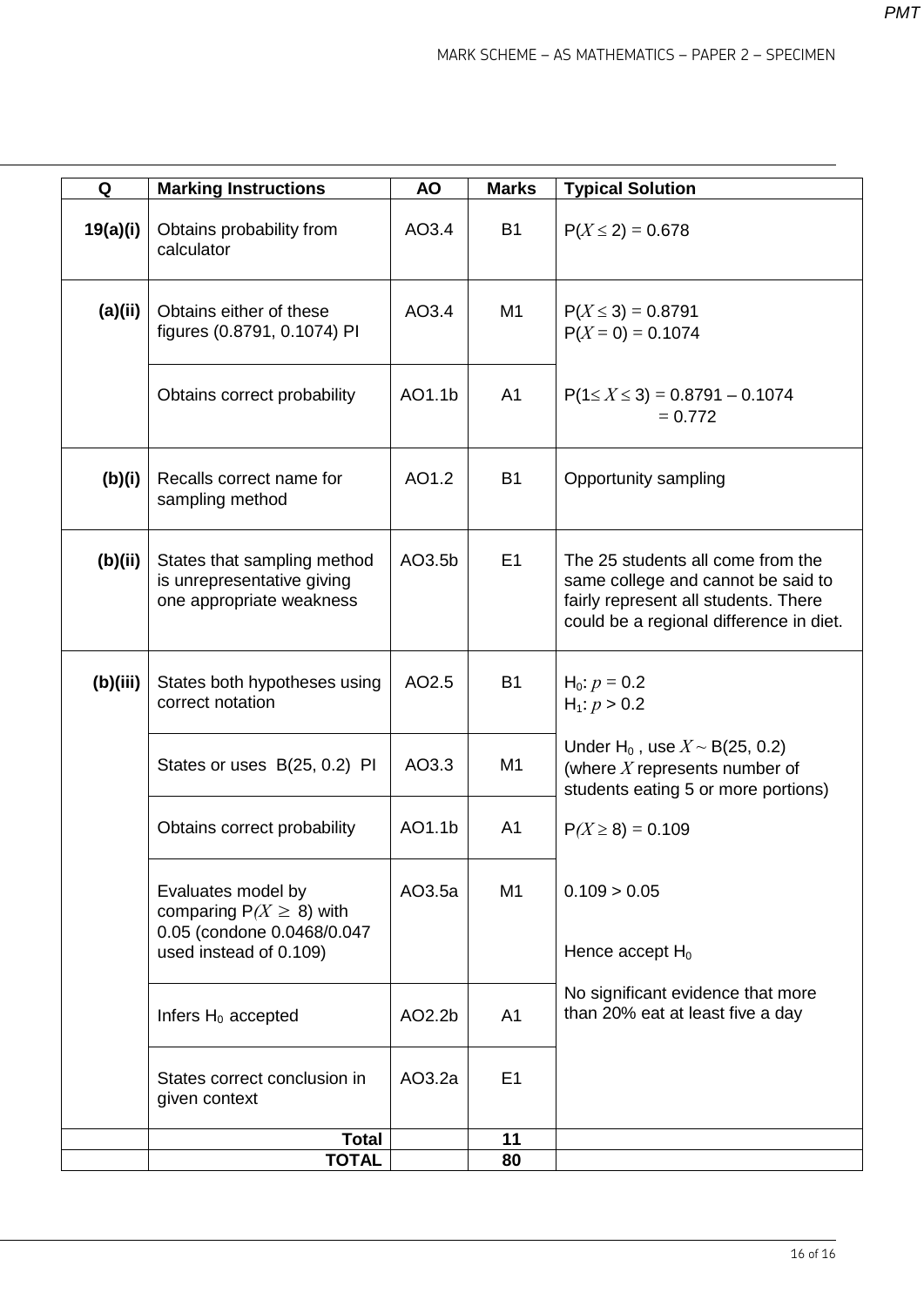| Q | Marking Instructions | AO | Marks | Typical Solution |
|---|---|---|---|---|
| 19(a)(i) | Obtains probability from calculator | AO3.4 | B1 | $P(X \leq 2) = 0.678$ |
| (a)(ii) | Obtains either of these figures (0.8791, 0.1074) PI | AO3.4 | M1 | $P(X \leq 3) = 0.8791$<br>$P(X = 0) = 0.1074$ |
| | Obtains correct probability | AO1.1b | A1 | $P(1 \leq X \leq 3) = 0.8791 - 0.1074$<br>$= 0.772$ |
| (b)(i) | Recalls correct name for sampling method | AO1.2 | B1 | Opportunity sampling |
| (b)(ii) | States that sampling method is unrepresentative giving one appropriate weakness | AO3.5b | E1 | The 25 students all come from the same college and cannot be said to fairly represent all students. There could be a regional difference in diet. |
| (b)(iii) | States both hypotheses using correct notation | AO2.5 | B1 | $H_0$: $p = 0.2$<br>$H_1$: $p > 0.2$ |
| | States or uses B(25, 0.2) PI | AO3.3 | M1 | Under $H_0$ , use $X \sim$ B(25, 0.2) (where $X$ represents number of students eating 5 or more portions) |
| | Obtains correct probability | AO1.1b | A1 | $P(X \geq 8) = 0.109$ |
| | Evaluates model by comparing $P(X \geq 8)$ with 0.05 (condone 0.0468/0.047 used instead of 0.109) | AO3.5a | M1 | $0.109 > 0.05$<br><br>Hence accept $H_0$ |
| | Infers $H_0$ accepted | AO2.2b | A1 | No significant evidence that more than 20% eat at least five a day |
| | States correct conclusion in given context | AO3.2a | E1 | |
| | **Total** | | **11** | |
| | **TOTAL** | | **80** | |